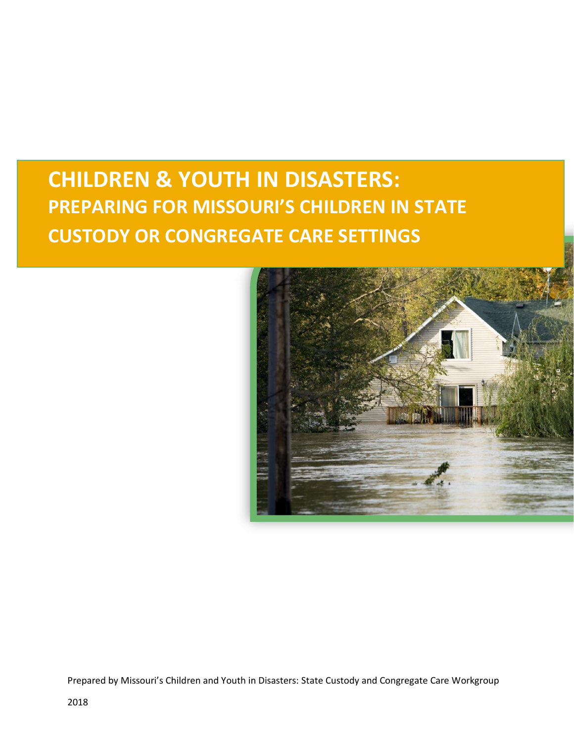# CHILDREN & YOUTH IN DISASTERS:

## PREPARING FOR MISSOURI'S CHILDREN IN STATE CUSTODY OR CONGREGATE CARE SETTINGS

Prepared by Missouri's Children and Youth in Disasters: State Custody and Congregate Care Workgroup

2018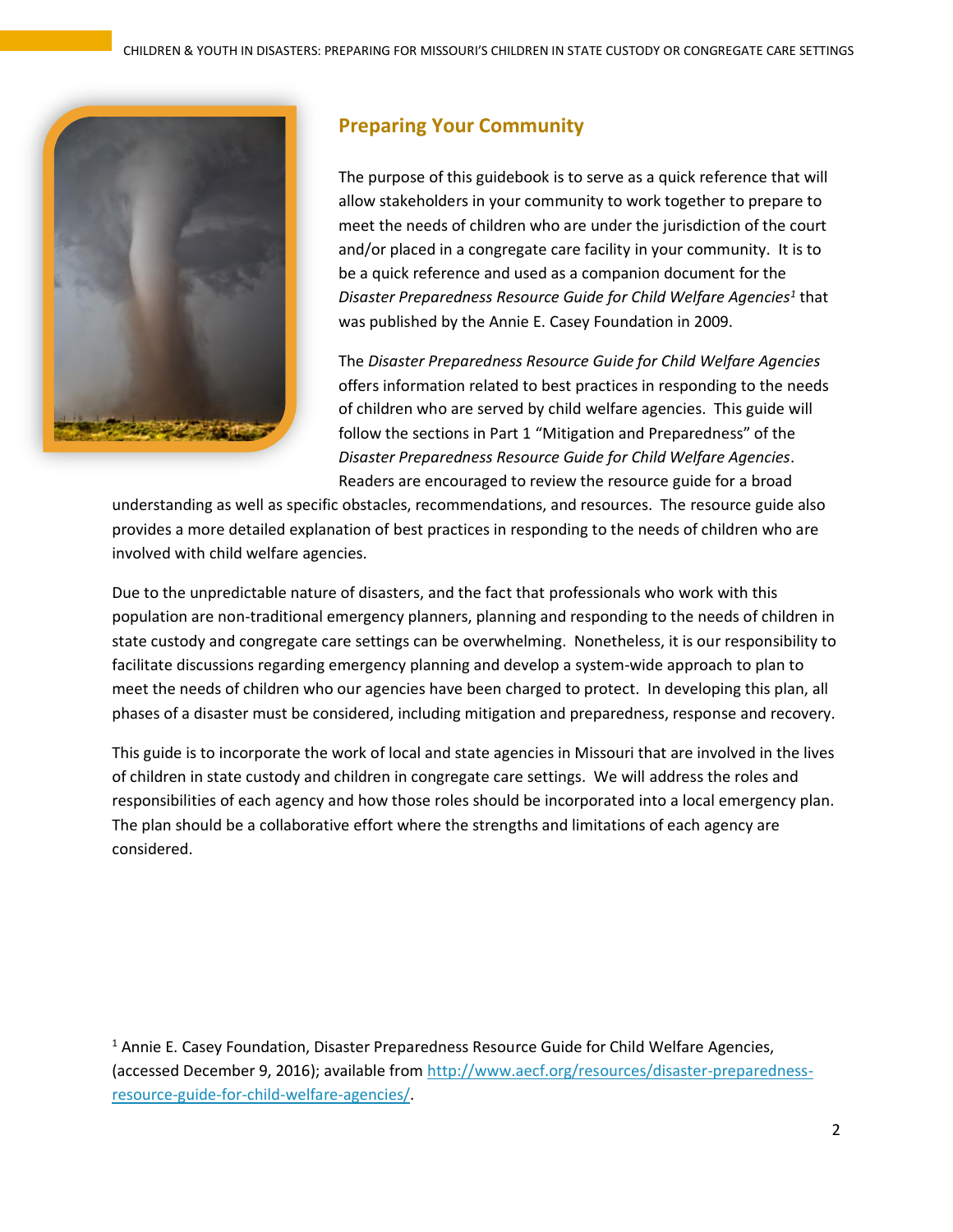## Preparing Your Community

The purpose of this guidebook is to serve as a quick reference that will allow stakeholders in your community to work together to prepare to meet the needs of children who are under the jurisdiction of the court and/or placed in a congregate care facility in your community. It is to be a quick reference and used as a companion document for the *Disaster Preparedness Resource Guide for Child Welfare Agencies*[1] that was published by the Annie E. Casey Foundation in 2009.

The *Disaster Preparedness Resource Guide for Child Welfare Agencies* offers information related to best practices in responding to the needs of children who are served by child welfare agencies. This guide will follow the sections in Part 1 "Mitigation and Preparedness" of the *Disaster Preparedness Resource Guide for Child Welfare Agencies*. Readers are encouraged to review the resource guide for a broad understanding as well as specific obstacles, recommendations, and resources. The resource guide also provides a more detailed explanation of best practices in responding to the needs of children who are involved with child welfare agencies.

Due to the unpredictable nature of disasters, and the fact that professionals who work with this population are non-traditional emergency planners, planning and responding to the needs of children in state custody and congregate care settings can be overwhelming. Nonetheless, it is our responsibility to facilitate discussions regarding emergency planning and develop a system-wide approach to plan to meet the needs of children who our agencies have been charged to protect. In developing this plan, all phases of a disaster must be considered, including mitigation and preparedness, response and recovery.

This guide is to incorporate the work of local and state agencies in Missouri that are involved in the lives of children in state custody and children in congregate care settings. We will address the roles and responsibilities of each agency and how those roles should be incorporated into a local emergency plan. The plan should be a collaborative effort where the strengths and limitations of each agency are considered.

[1] Annie E. Casey Foundation, Disaster Preparedness Resource Guide for Child Welfare Agencies, (accessed December 9, 2016); available from http://www.aecf.org/resources/disaster-preparedness-resource-guide-for-child-welfare-agencies/.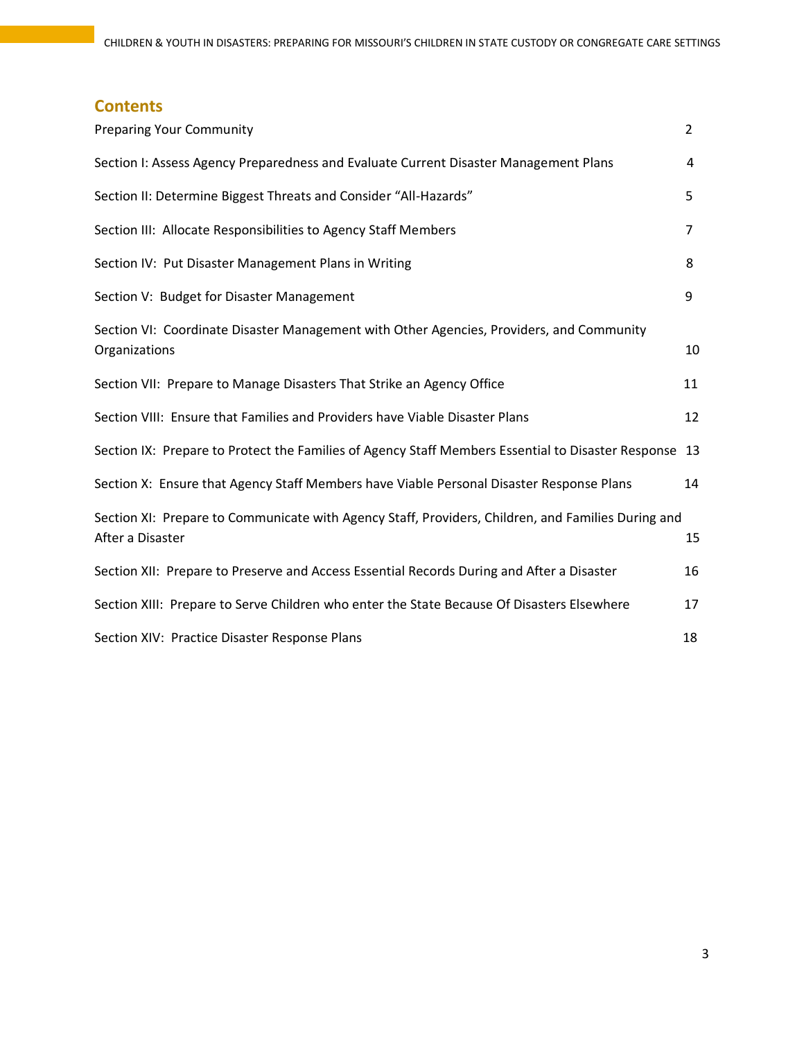## Contents

| | |
|---|---|
| Preparing Your Community | 2 |
| Section I: Assess Agency Preparedness and Evaluate Current Disaster Management Plans | 4 |
| Section II: Determine Biggest Threats and Consider "All-Hazards" | 5 |
| Section III: Allocate Responsibilities to Agency Staff Members | 7 |
| Section IV: Put Disaster Management Plans in Writing | 8 |
| Section V: Budget for Disaster Management | 9 |
| Section VI: Coordinate Disaster Management with Other Agencies, Providers, and Community Organizations | 10 |
| Section VII: Prepare to Manage Disasters That Strike an Agency Office | 11 |
| Section VIII: Ensure that Families and Providers have Viable Disaster Plans | 12 |
| Section IX: Prepare to Protect the Families of Agency Staff Members Essential to Disaster Response | 13 |
| Section X: Ensure that Agency Staff Members have Viable Personal Disaster Response Plans | 14 |
| Section XI: Prepare to Communicate with Agency Staff, Providers, Children, and Families During and After a Disaster | 15 |
| Section XII: Prepare to Preserve and Access Essential Records During and After a Disaster | 16 |
| Section XIII: Prepare to Serve Children who enter the State Because Of Disasters Elsewhere | 17 |
| Section XIV: Practice Disaster Response Plans | 18 |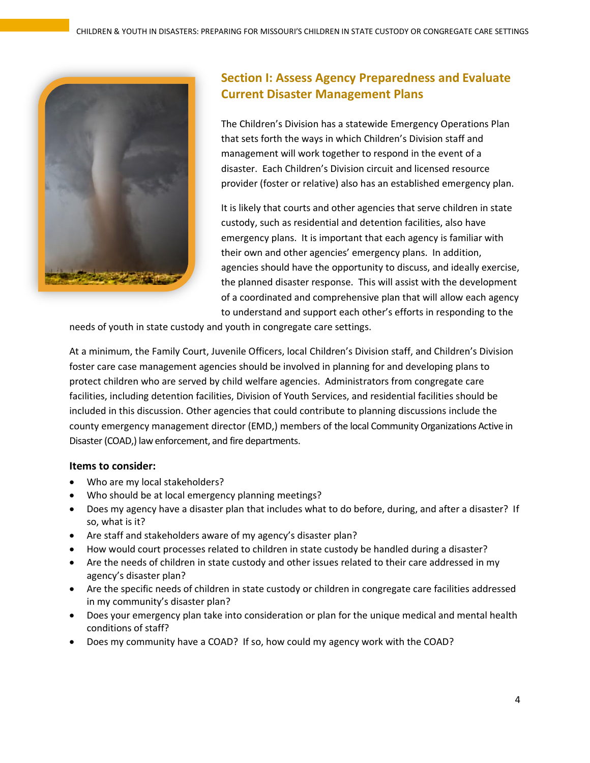## Section I: Assess Agency Preparedness and Evaluate Current Disaster Management Plans

The Children's Division has a statewide Emergency Operations Plan that sets forth the ways in which Children's Division staff and management will work together to respond in the event of a disaster. Each Children's Division circuit and licensed resource provider (foster or relative) also has an established emergency plan.

It is likely that courts and other agencies that serve children in state custody, such as residential and detention facilities, also have emergency plans. It is important that each agency is familiar with their own and other agencies' emergency plans. In addition, agencies should have the opportunity to discuss, and ideally exercise, the planned disaster response. This will assist with the development of a coordinated and comprehensive plan that will allow each agency to understand and support each other's efforts in responding to the needs of youth in state custody and youth in congregate care settings.

At a minimum, the Family Court, Juvenile Officers, local Children's Division staff, and Children's Division foster care case management agencies should be involved in planning for and developing plans to protect children who are served by child welfare agencies. Administrators from congregate care facilities, including detention facilities, Division of Youth Services, and residential facilities should be included in this discussion. Other agencies that could contribute to planning discussions include the county emergency management director (EMD,) members of the local Community Organizations Active in Disaster (COAD,) law enforcement, and fire departments.

**Items to consider:**

- Who are my local stakeholders?
- Who should be at local emergency planning meetings?
- Does my agency have a disaster plan that includes what to do before, during, and after a disaster? If so, what is it?
- Are staff and stakeholders aware of my agency's disaster plan?
- How would court processes related to children in state custody be handled during a disaster?
- Are the needs of children in state custody and other issues related to their care addressed in my agency's disaster plan?
- Are the specific needs of children in state custody or children in congregate care facilities addressed in my community's disaster plan?
- Does your emergency plan take into consideration or plan for the unique medical and mental health conditions of staff?
- Does my community have a COAD? If so, how could my agency work with the COAD?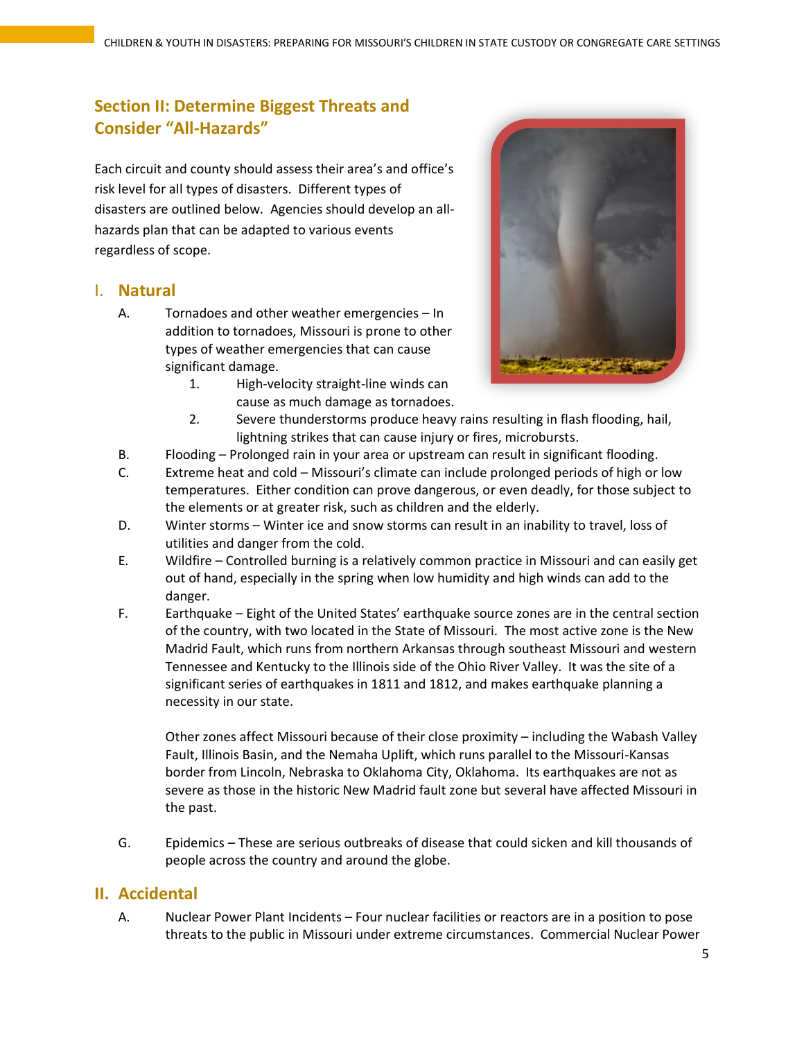## Section II: Determine Biggest Threats and Consider "All-Hazards"

Each circuit and county should assess their area's and office's risk level for all types of disasters. Different types of disasters are outlined below. Agencies should develop an all-hazards plan that can be adapted to various events regardless of scope.

### I. Natural

A. Tornadoes and other weather emergencies – In addition to tornadoes, Missouri is prone to other types of weather emergencies that can cause significant damage.

1. High-velocity straight-line winds can cause as much damage as tornadoes.
2. Severe thunderstorms produce heavy rains resulting in flash flooding, hail, lightning strikes that can cause injury or fires, microbursts.

B. Flooding – Prolonged rain in your area or upstream can result in significant flooding.

C. Extreme heat and cold – Missouri's climate can include prolonged periods of high or low temperatures. Either condition can prove dangerous, or even deadly, for those subject to the elements or at greater risk, such as children and the elderly.

D. Winter storms – Winter ice and snow storms can result in an inability to travel, loss of utilities and danger from the cold.

E. Wildfire – Controlled burning is a relatively common practice in Missouri and can easily get out of hand, especially in the spring when low humidity and high winds can add to the danger.

F. Earthquake – Eight of the United States' earthquake source zones are in the central section of the country, with two located in the State of Missouri. The most active zone is the New Madrid Fault, which runs from northern Arkansas through southeast Missouri and western Tennessee and Kentucky to the Illinois side of the Ohio River Valley. It was the site of a significant series of earthquakes in 1811 and 1812, and makes earthquake planning a necessity in our state.

Other zones affect Missouri because of their close proximity – including the Wabash Valley Fault, Illinois Basin, and the Nemaha Uplift, which runs parallel to the Missouri-Kansas border from Lincoln, Nebraska to Oklahoma City, Oklahoma. Its earthquakes are not as severe as those in the historic New Madrid fault zone but several have affected Missouri in the past.

G. Epidemics – These are serious outbreaks of disease that could sicken and kill thousands of people across the country and around the globe.

### II. Accidental

A. Nuclear Power Plant Incidents – Four nuclear facilities or reactors are in a position to pose threats to the public in Missouri under extreme circumstances. Commercial Nuclear Power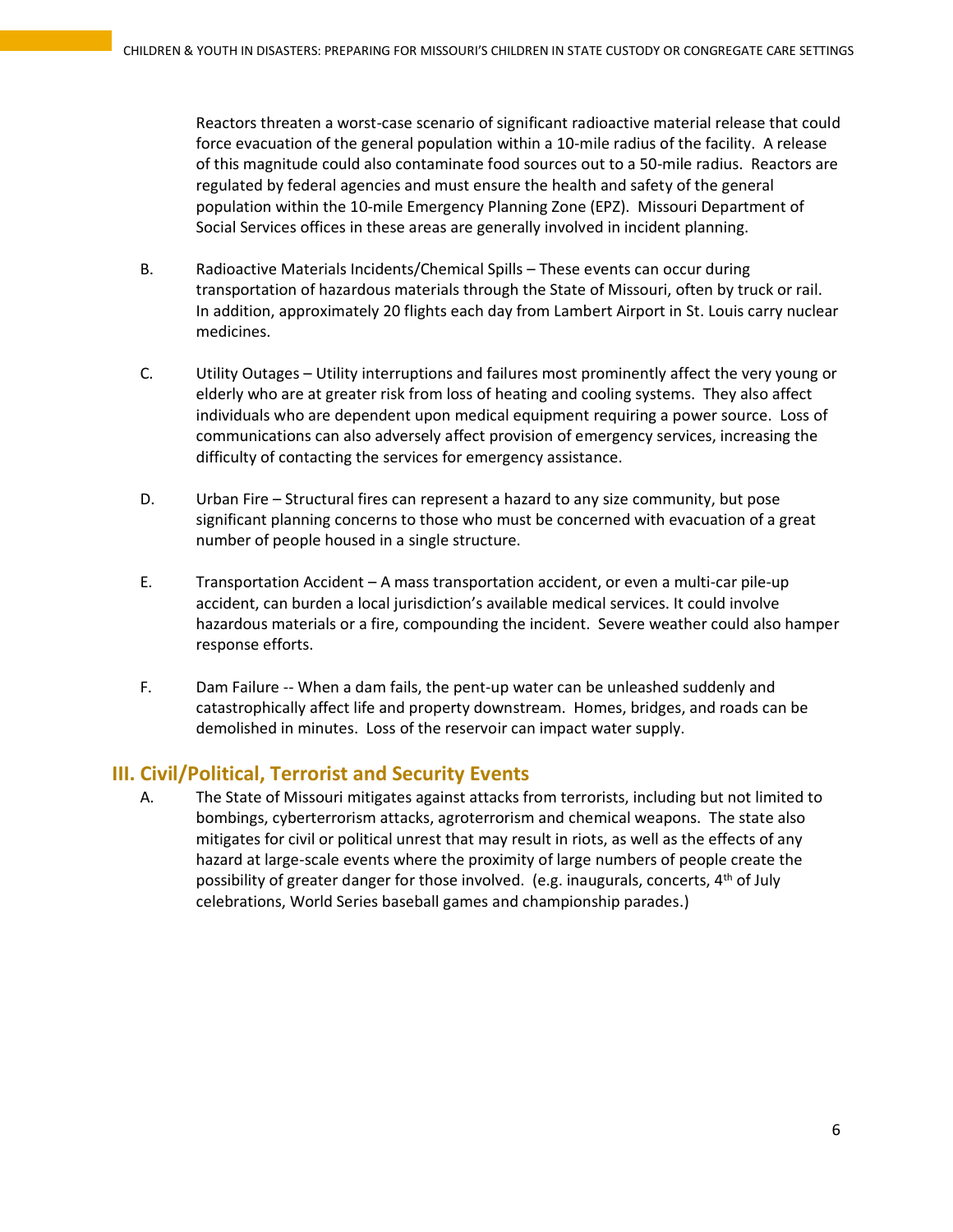Reactors threaten a worst-case scenario of significant radioactive material release that could force evacuation of the general population within a 10-mile radius of the facility. A release of this magnitude could also contaminate food sources out to a 50-mile radius. Reactors are regulated by federal agencies and must ensure the health and safety of the general population within the 10-mile Emergency Planning Zone (EPZ). Missouri Department of Social Services offices in these areas are generally involved in incident planning.

B. Radioactive Materials Incidents/Chemical Spills – These events can occur during transportation of hazardous materials through the State of Missouri, often by truck or rail. In addition, approximately 20 flights each day from Lambert Airport in St. Louis carry nuclear medicines.

C. Utility Outages – Utility interruptions and failures most prominently affect the very young or elderly who are at greater risk from loss of heating and cooling systems. They also affect individuals who are dependent upon medical equipment requiring a power source. Loss of communications can also adversely affect provision of emergency services, increasing the difficulty of contacting the services for emergency assistance.

D. Urban Fire – Structural fires can represent a hazard to any size community, but pose significant planning concerns to those who must be concerned with evacuation of a great number of people housed in a single structure.

E. Transportation Accident – A mass transportation accident, or even a multi-car pile-up accident, can burden a local jurisdiction's available medical services. It could involve hazardous materials or a fire, compounding the incident. Severe weather could also hamper response efforts.

F. Dam Failure -- When a dam fails, the pent-up water can be unleashed suddenly and catastrophically affect life and property downstream. Homes, bridges, and roads can be demolished in minutes. Loss of the reservoir can impact water supply.

## III. Civil/Political, Terrorist and Security Events

A. The State of Missouri mitigates against attacks from terrorists, including but not limited to bombings, cyberterrorism attacks, agroterrorism and chemical weapons. The state also mitigates for civil or political unrest that may result in riots, as well as the effects of any hazard at large-scale events where the proximity of large numbers of people create the possibility of greater danger for those involved. (e.g. inaugurals, concerts, 4th of July celebrations, World Series baseball games and championship parades.)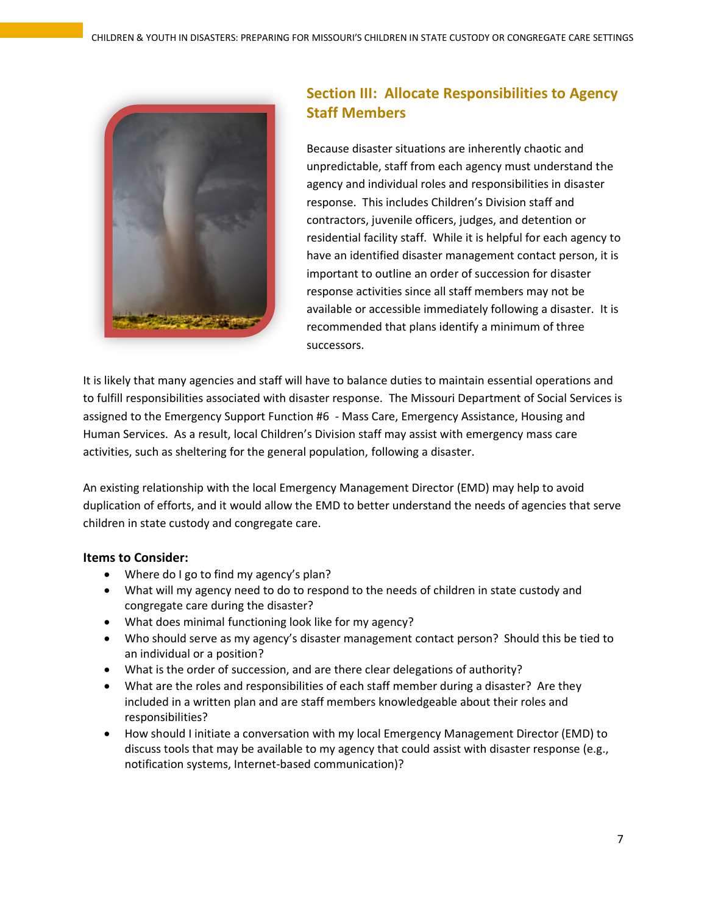## Section III: Allocate Responsibilities to Agency Staff Members

Because disaster situations are inherently chaotic and unpredictable, staff from each agency must understand the agency and individual roles and responsibilities in disaster response. This includes Children's Division staff and contractors, juvenile officers, judges, and detention or residential facility staff. While it is helpful for each agency to have an identified disaster management contact person, it is important to outline an order of succession for disaster response activities since all staff members may not be available or accessible immediately following a disaster. It is recommended that plans identify a minimum of three successors.

It is likely that many agencies and staff will have to balance duties to maintain essential operations and to fulfill responsibilities associated with disaster response. The Missouri Department of Social Services is assigned to the Emergency Support Function #6 - Mass Care, Emergency Assistance, Housing and Human Services. As a result, local Children's Division staff may assist with emergency mass care activities, such as sheltering for the general population, following a disaster.

An existing relationship with the local Emergency Management Director (EMD) may help to avoid duplication of efforts, and it would allow the EMD to better understand the needs of agencies that serve children in state custody and congregate care.

**Items to Consider:**

- Where do I go to find my agency's plan?
- What will my agency need to do to respond to the needs of children in state custody and congregate care during the disaster?
- What does minimal functioning look like for my agency?
- Who should serve as my agency's disaster management contact person? Should this be tied to an individual or a position?
- What is the order of succession, and are there clear delegations of authority?
- What are the roles and responsibilities of each staff member during a disaster? Are they included in a written plan and are staff members knowledgeable about their roles and responsibilities?
- How should I initiate a conversation with my local Emergency Management Director (EMD) to discuss tools that may be available to my agency that could assist with disaster response (e.g., notification systems, Internet-based communication)?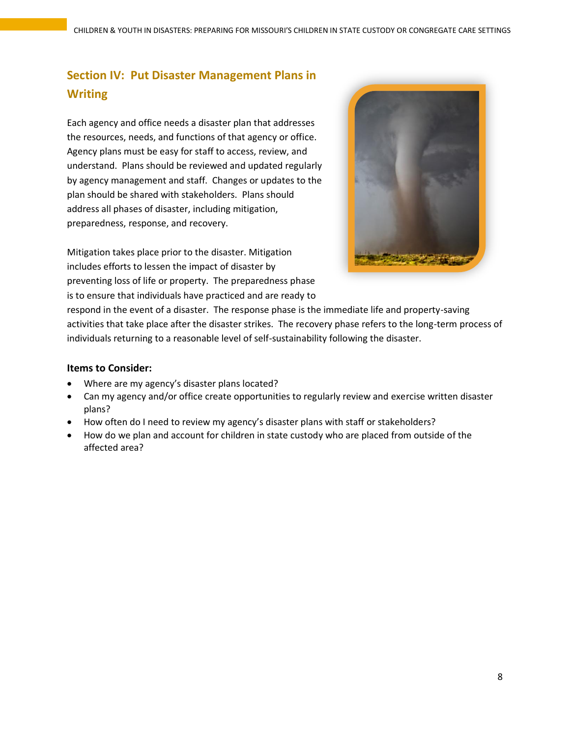## Section IV: Put Disaster Management Plans in Writing

Each agency and office needs a disaster plan that addresses the resources, needs, and functions of that agency or office. Agency plans must be easy for staff to access, review, and understand. Plans should be reviewed and updated regularly by agency management and staff. Changes or updates to the plan should be shared with stakeholders. Plans should address all phases of disaster, including mitigation, preparedness, response, and recovery.

Mitigation takes place prior to the disaster. Mitigation includes efforts to lessen the impact of disaster by preventing loss of life or property. The preparedness phase is to ensure that individuals have practiced and are ready to respond in the event of a disaster. The response phase is the immediate life and property-saving activities that take place after the disaster strikes. The recovery phase refers to the long-term process of individuals returning to a reasonable level of self-sustainability following the disaster.

**Items to Consider:**

- Where are my agency's disaster plans located?
- Can my agency and/or office create opportunities to regularly review and exercise written disaster plans?
- How often do I need to review my agency's disaster plans with staff or stakeholders?
- How do we plan and account for children in state custody who are placed from outside of the affected area?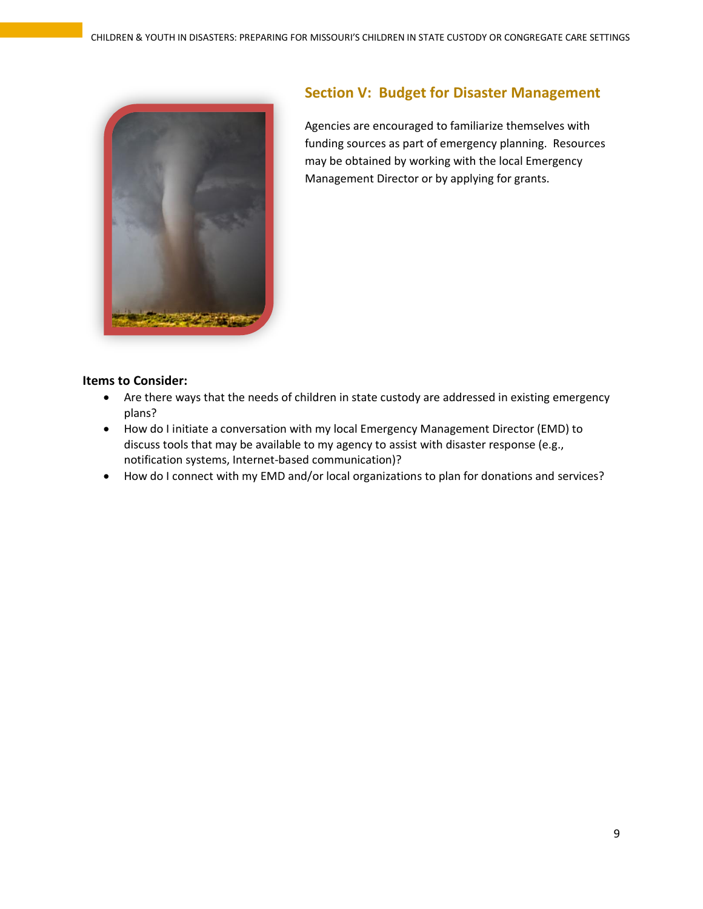## Section V: Budget for Disaster Management

Agencies are encouraged to familiarize themselves with funding sources as part of emergency planning. Resources may be obtained by working with the local Emergency Management Director or by applying for grants.

**Items to Consider:**

- Are there ways that the needs of children in state custody are addressed in existing emergency plans?
- How do I initiate a conversation with my local Emergency Management Director (EMD) to discuss tools that may be available to my agency to assist with disaster response (e.g., notification systems, Internet-based communication)?
- How do I connect with my EMD and/or local organizations to plan for donations and services?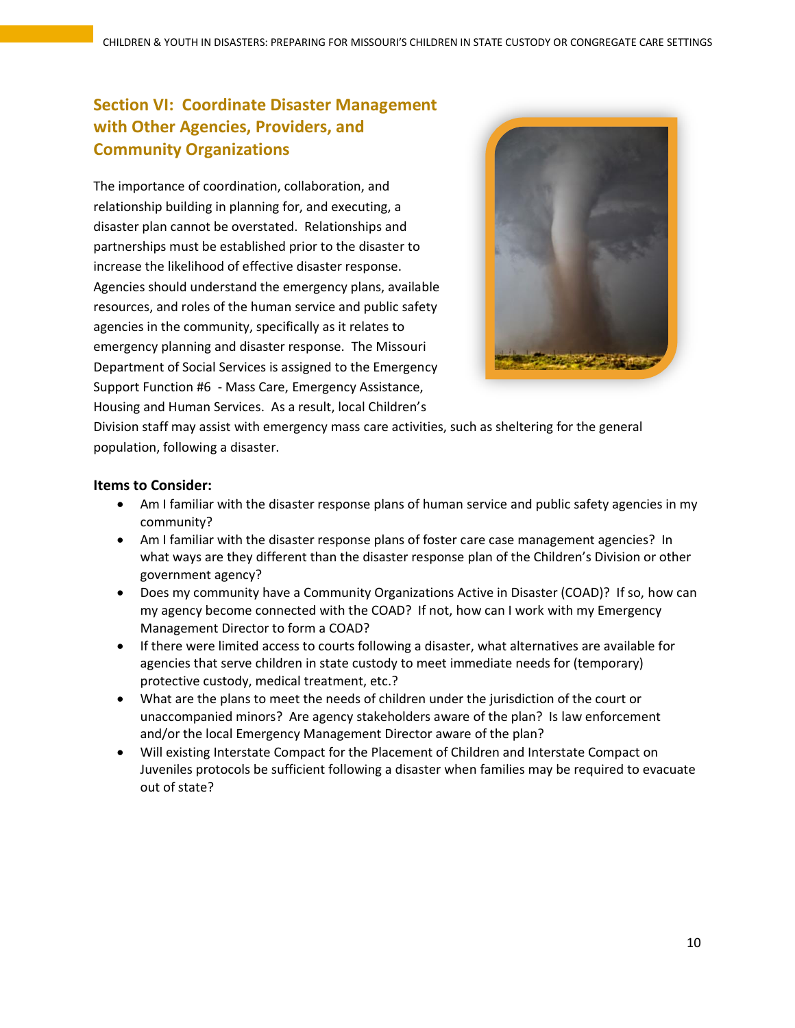## Section VI: Coordinate Disaster Management with Other Agencies, Providers, and Community Organizations

The importance of coordination, collaboration, and relationship building in planning for, and executing, a disaster plan cannot be overstated. Relationships and partnerships must be established prior to the disaster to increase the likelihood of effective disaster response. Agencies should understand the emergency plans, available resources, and roles of the human service and public safety agencies in the community, specifically as it relates to emergency planning and disaster response. The Missouri Department of Social Services is assigned to the Emergency Support Function #6 - Mass Care, Emergency Assistance, Housing and Human Services. As a result, local Children's Division staff may assist with emergency mass care activities, such as sheltering for the general population, following a disaster.

**Items to Consider:**

- Am I familiar with the disaster response plans of human service and public safety agencies in my community?
- Am I familiar with the disaster response plans of foster care case management agencies? In what ways are they different than the disaster response plan of the Children's Division or other government agency?
- Does my community have a Community Organizations Active in Disaster (COAD)? If so, how can my agency become connected with the COAD? If not, how can I work with my Emergency Management Director to form a COAD?
- If there were limited access to courts following a disaster, what alternatives are available for agencies that serve children in state custody to meet immediate needs for (temporary) protective custody, medical treatment, etc.?
- What are the plans to meet the needs of children under the jurisdiction of the court or unaccompanied minors? Are agency stakeholders aware of the plan? Is law enforcement and/or the local Emergency Management Director aware of the plan?
- Will existing Interstate Compact for the Placement of Children and Interstate Compact on Juveniles protocols be sufficient following a disaster when families may be required to evacuate out of state?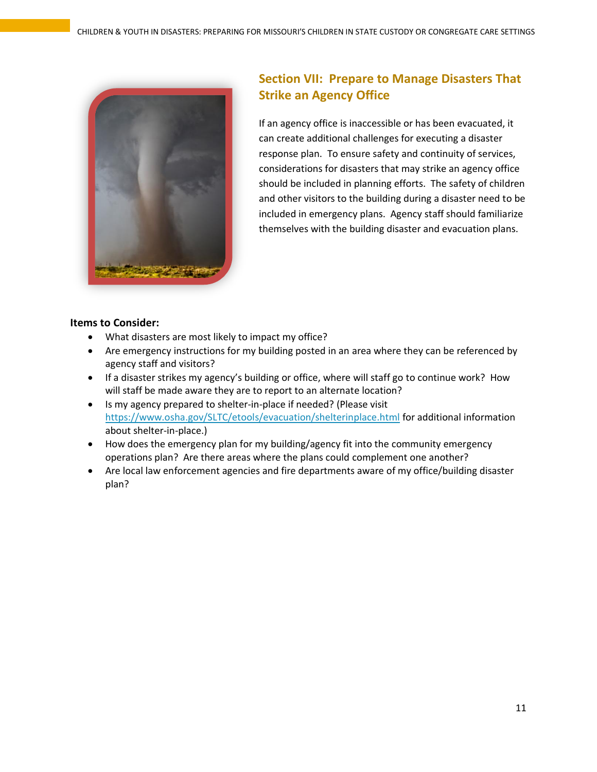## Section VII: Prepare to Manage Disasters That Strike an Agency Office

If an agency office is inaccessible or has been evacuated, it can create additional challenges for executing a disaster response plan. To ensure safety and continuity of services, considerations for disasters that may strike an agency office should be included in planning efforts. The safety of children and other visitors to the building during a disaster need to be included in emergency plans. Agency staff should familiarize themselves with the building disaster and evacuation plans.

**Items to Consider:**

- What disasters are most likely to impact my office?
- Are emergency instructions for my building posted in an area where they can be referenced by agency staff and visitors?
- If a disaster strikes my agency's building or office, where will staff go to continue work? How will staff be made aware they are to report to an alternate location?
- Is my agency prepared to shelter-in-place if needed? (Please visit https://www.osha.gov/SLTC/etools/evacuation/shelterinplace.html for additional information about shelter-in-place.)
- How does the emergency plan for my building/agency fit into the community emergency operations plan? Are there areas where the plans could complement one another?
- Are local law enforcement agencies and fire departments aware of my office/building disaster plan?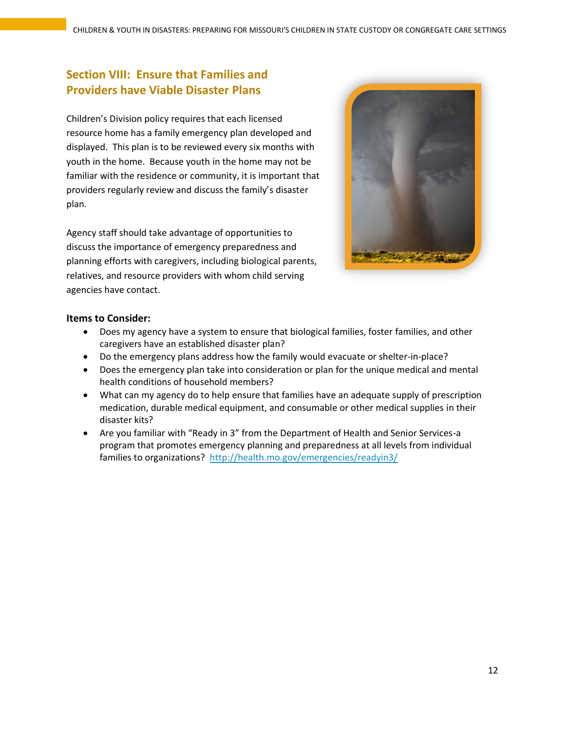## Section VIII: Ensure that Families and Providers have Viable Disaster Plans

Children's Division policy requires that each licensed resource home has a family emergency plan developed and displayed. This plan is to be reviewed every six months with youth in the home. Because youth in the home may not be familiar with the residence or community, it is important that providers regularly review and discuss the family's disaster plan.

Agency staff should take advantage of opportunities to discuss the importance of emergency preparedness and planning efforts with caregivers, including biological parents, relatives, and resource providers with whom child serving agencies have contact.

**Items to Consider:**

- Does my agency have a system to ensure that biological families, foster families, and other caregivers have an established disaster plan?
- Do the emergency plans address how the family would evacuate or shelter-in-place?
- Does the emergency plan take into consideration or plan for the unique medical and mental health conditions of household members?
- What can my agency do to help ensure that families have an adequate supply of prescription medication, durable medical equipment, and consumable or other medical supplies in their disaster kits?
- Are you familiar with "Ready in 3" from the Department of Health and Senior Services-a program that promotes emergency planning and preparedness at all levels from individual families to organizations? http://health.mo.gov/emergencies/readyin3/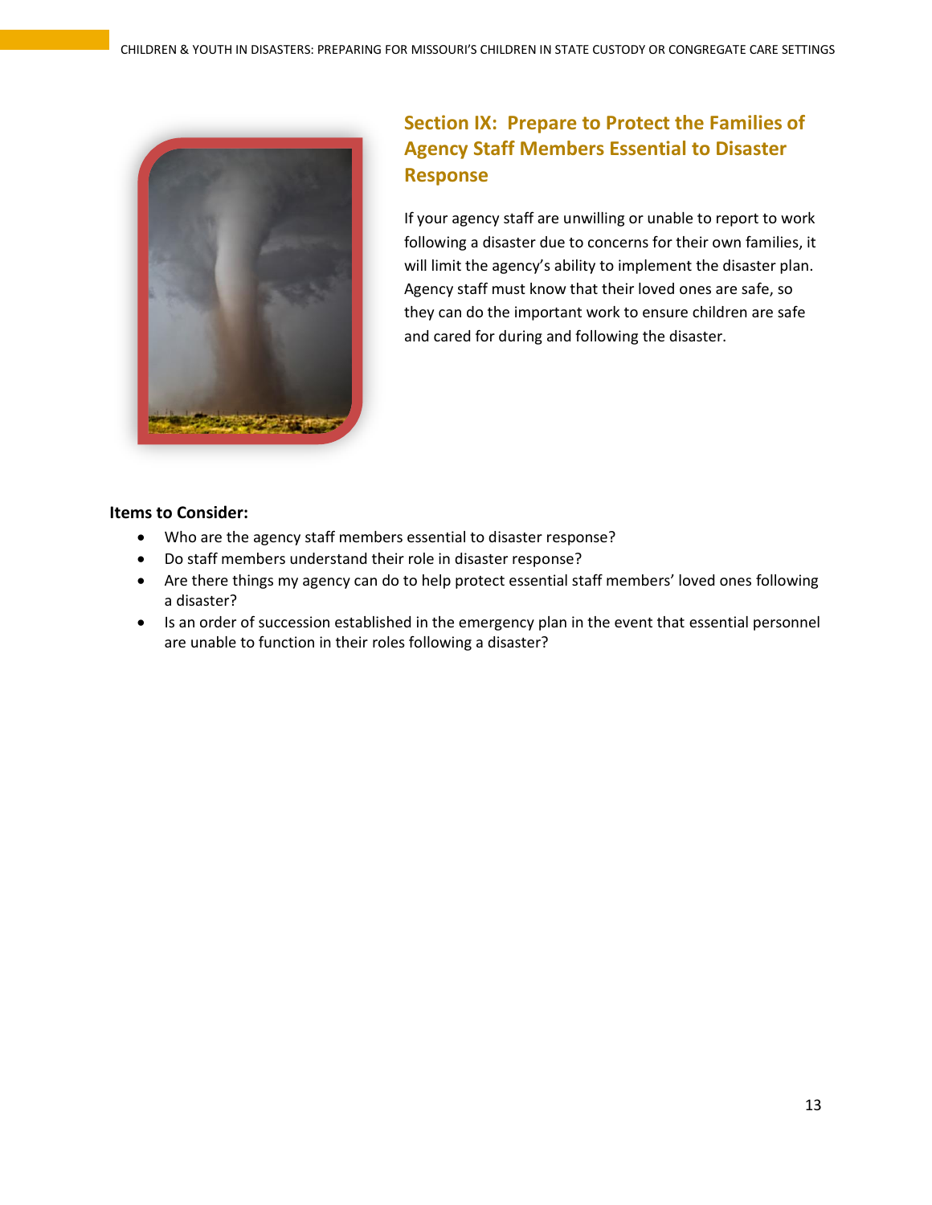## Section IX: Prepare to Protect the Families of Agency Staff Members Essential to Disaster Response

If your agency staff are unwilling or unable to report to work following a disaster due to concerns for their own families, it will limit the agency's ability to implement the disaster plan. Agency staff must know that their loved ones are safe, so they can do the important work to ensure children are safe and cared for during and following the disaster.

**Items to Consider:**

- Who are the agency staff members essential to disaster response?
- Do staff members understand their role in disaster response?
- Are there things my agency can do to help protect essential staff members' loved ones following a disaster?
- Is an order of succession established in the emergency plan in the event that essential personnel are unable to function in their roles following a disaster?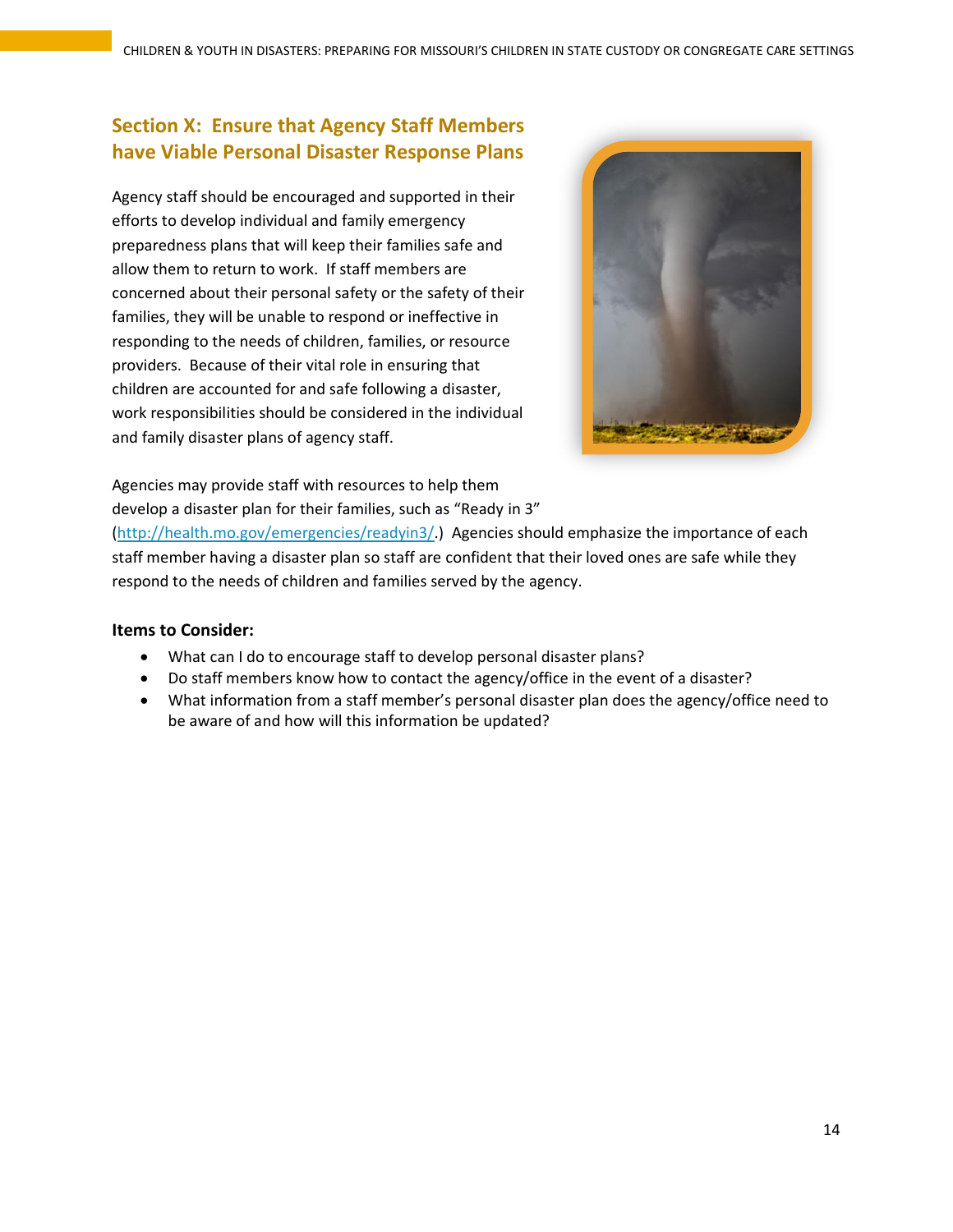## Section X: Ensure that Agency Staff Members have Viable Personal Disaster Response Plans

Agency staff should be encouraged and supported in their efforts to develop individual and family emergency preparedness plans that will keep their families safe and allow them to return to work. If staff members are concerned about their personal safety or the safety of their families, they will be unable to respond or ineffective in responding to the needs of children, families, or resource providers. Because of their vital role in ensuring that children are accounted for and safe following a disaster, work responsibilities should be considered in the individual and family disaster plans of agency staff.

Agencies may provide staff with resources to help them develop a disaster plan for their families, such as "Ready in 3" (http://health.mo.gov/emergencies/readyin3/.) Agencies should emphasize the importance of each staff member having a disaster plan so staff are confident that their loved ones are safe while they respond to the needs of children and families served by the agency.

**Items to Consider:**

- What can I do to encourage staff to develop personal disaster plans?
- Do staff members know how to contact the agency/office in the event of a disaster?
- What information from a staff member's personal disaster plan does the agency/office need to be aware of and how will this information be updated?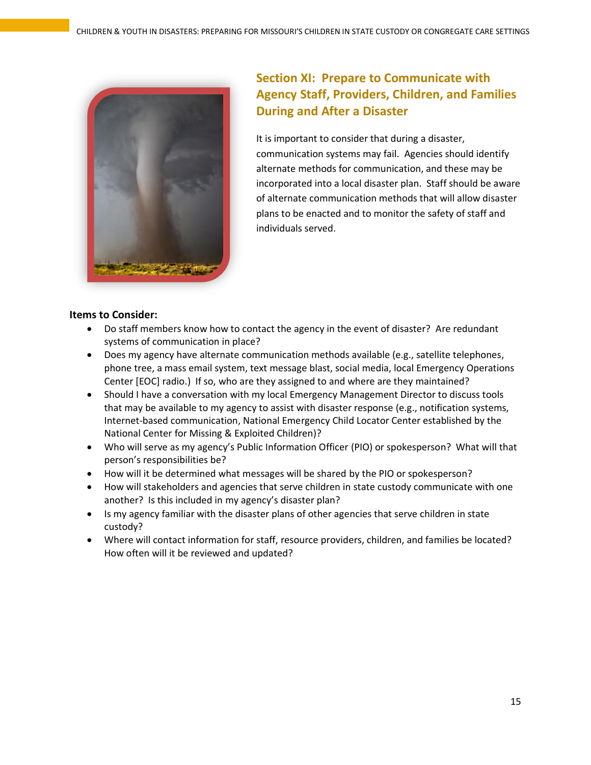## Section XI: Prepare to Communicate with Agency Staff, Providers, Children, and Families During and After a Disaster

It is important to consider that during a disaster, communication systems may fail. Agencies should identify alternate methods for communication, and these may be incorporated into a local disaster plan. Staff should be aware of alternate communication methods that will allow disaster plans to be enacted and to monitor the safety of staff and individuals served.

**Items to Consider:**

- Do staff members know how to contact the agency in the event of disaster? Are redundant systems of communication in place?
- Does my agency have alternate communication methods available (e.g., satellite telephones, phone tree, a mass email system, text message blast, social media, local Emergency Operations Center [EOC] radio.) If so, who are they assigned to and where are they maintained?
- Should I have a conversation with my local Emergency Management Director to discuss tools that may be available to my agency to assist with disaster response (e.g., notification systems, Internet-based communication, National Emergency Child Locator Center established by the National Center for Missing & Exploited Children)?
- Who will serve as my agency's Public Information Officer (PIO) or spokesperson? What will that person's responsibilities be?
- How will it be determined what messages will be shared by the PIO or spokesperson?
- How will stakeholders and agencies that serve children in state custody communicate with one another? Is this included in my agency's disaster plan?
- Is my agency familiar with the disaster plans of other agencies that serve children in state custody?
- Where will contact information for staff, resource providers, children, and families be located? How often will it be reviewed and updated?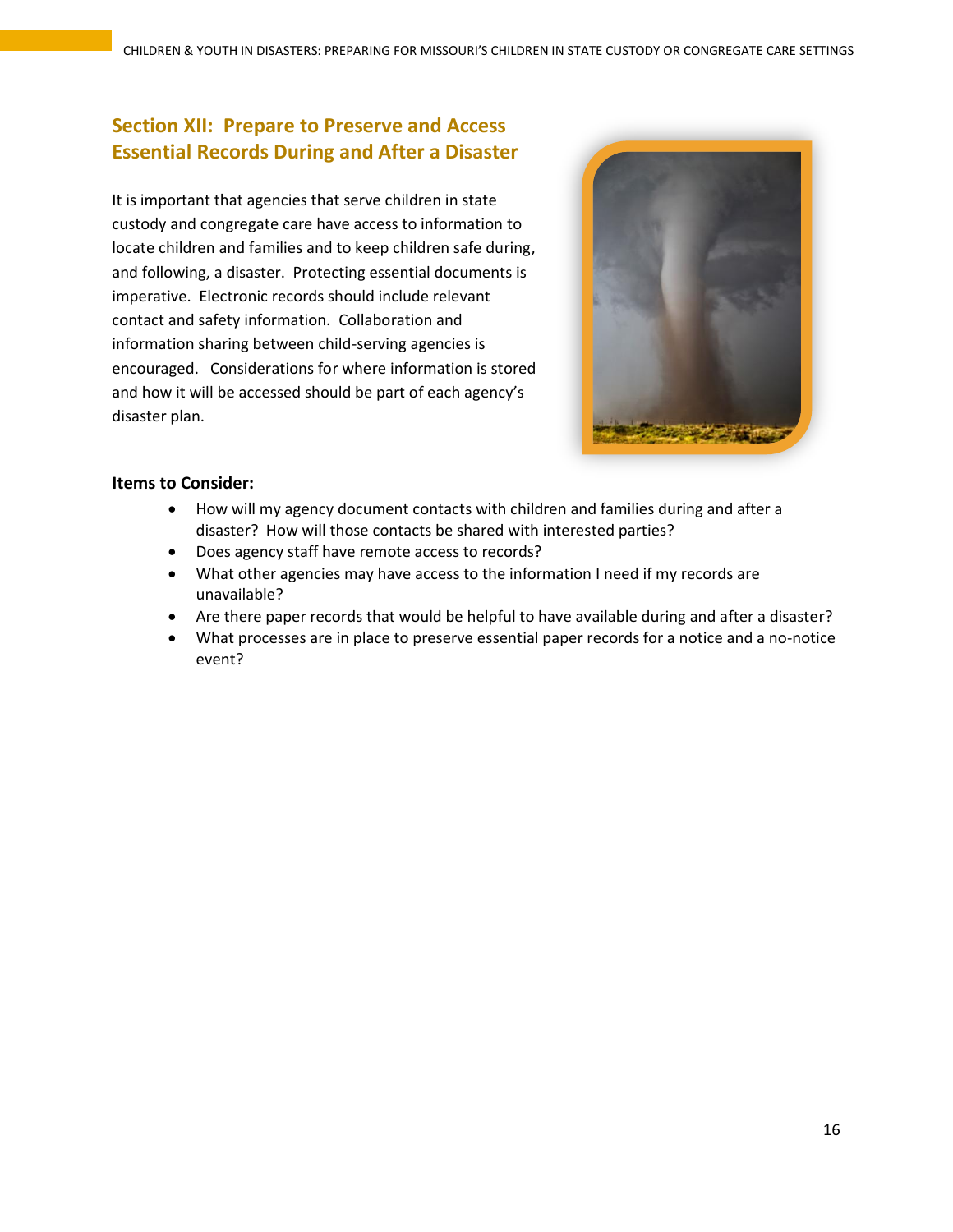## Section XII: Prepare to Preserve and Access Essential Records During and After a Disaster

It is important that agencies that serve children in state custody and congregate care have access to information to locate children and families and to keep children safe during, and following, a disaster. Protecting essential documents is imperative. Electronic records should include relevant contact and safety information. Collaboration and information sharing between child-serving agencies is encouraged. Considerations for where information is stored and how it will be accessed should be part of each agency's disaster plan.

**Items to Consider:**

- How will my agency document contacts with children and families during and after a disaster? How will those contacts be shared with interested parties?
- Does agency staff have remote access to records?
- What other agencies may have access to the information I need if my records are unavailable?
- Are there paper records that would be helpful to have available during and after a disaster?
- What processes are in place to preserve essential paper records for a notice and a no-notice event?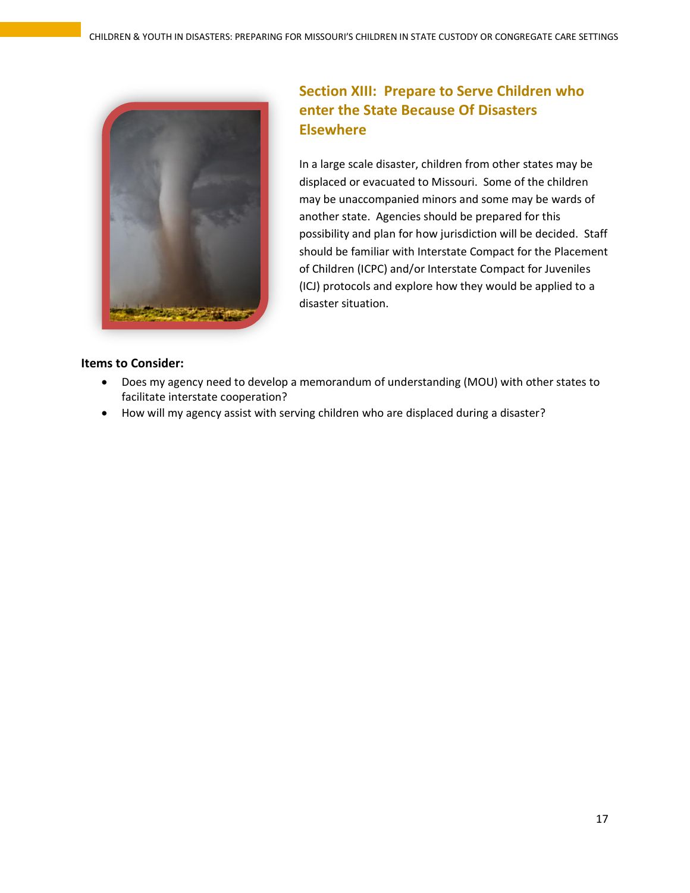## Section XIII: Prepare to Serve Children who enter the State Because Of Disasters Elsewhere

In a large scale disaster, children from other states may be displaced or evacuated to Missouri. Some of the children may be unaccompanied minors and some may be wards of another state. Agencies should be prepared for this possibility and plan for how jurisdiction will be decided. Staff should be familiar with Interstate Compact for the Placement of Children (ICPC) and/or Interstate Compact for Juveniles (ICJ) protocols and explore how they would be applied to a disaster situation.

**Items to Consider:**

- Does my agency need to develop a memorandum of understanding (MOU) with other states to facilitate interstate cooperation?
- How will my agency assist with serving children who are displaced during a disaster?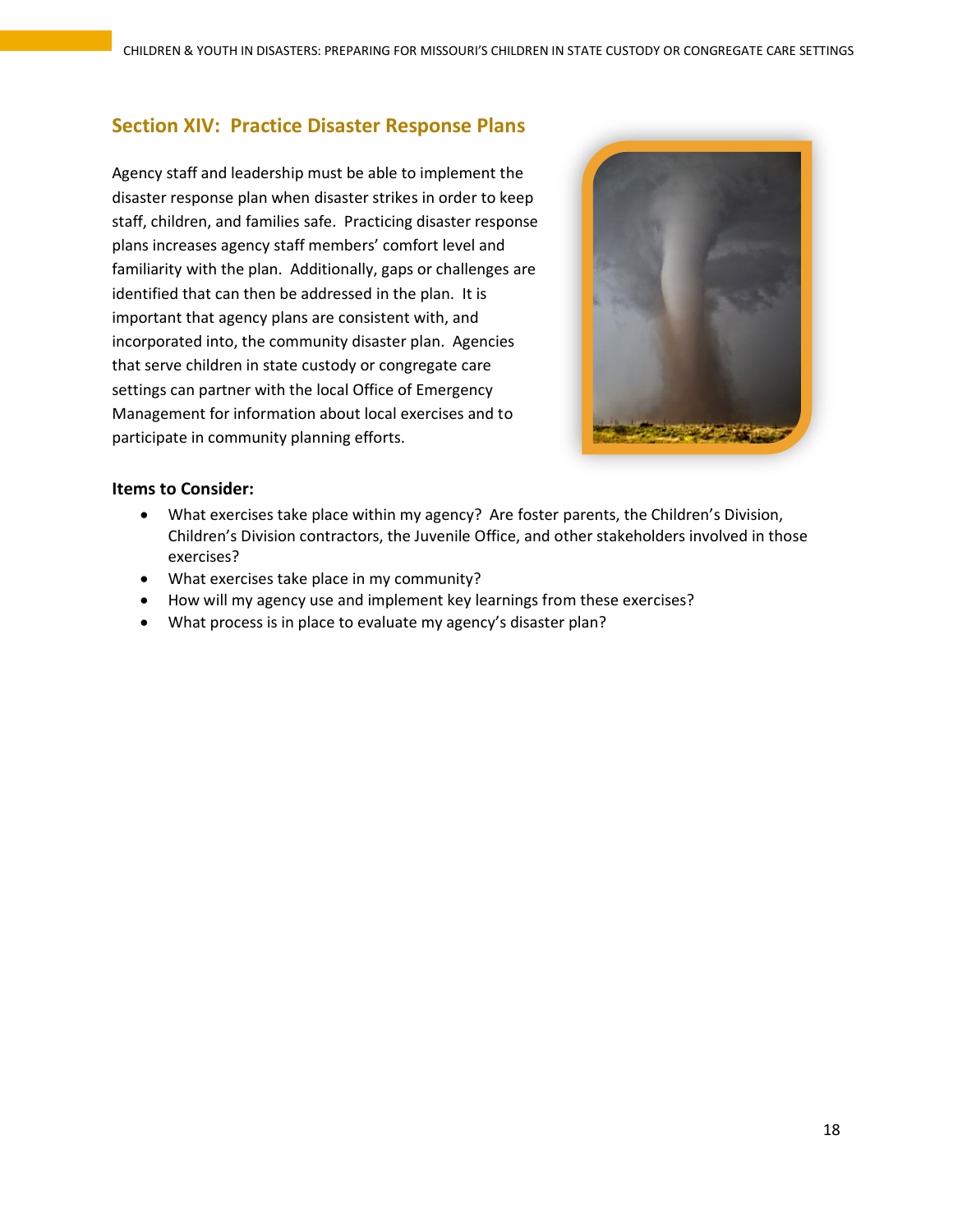## Section XIV: Practice Disaster Response Plans

Agency staff and leadership must be able to implement the disaster response plan when disaster strikes in order to keep staff, children, and families safe. Practicing disaster response plans increases agency staff members' comfort level and familiarity with the plan. Additionally, gaps or challenges are identified that can then be addressed in the plan. It is important that agency plans are consistent with, and incorporated into, the community disaster plan. Agencies that serve children in state custody or congregate care settings can partner with the local Office of Emergency Management for information about local exercises and to participate in community planning efforts.

**Items to Consider:**

- What exercises take place within my agency? Are foster parents, the Children's Division, Children's Division contractors, the Juvenile Office, and other stakeholders involved in those exercises?
- What exercises take place in my community?
- How will my agency use and implement key learnings from these exercises?
- What process is in place to evaluate my agency's disaster plan?